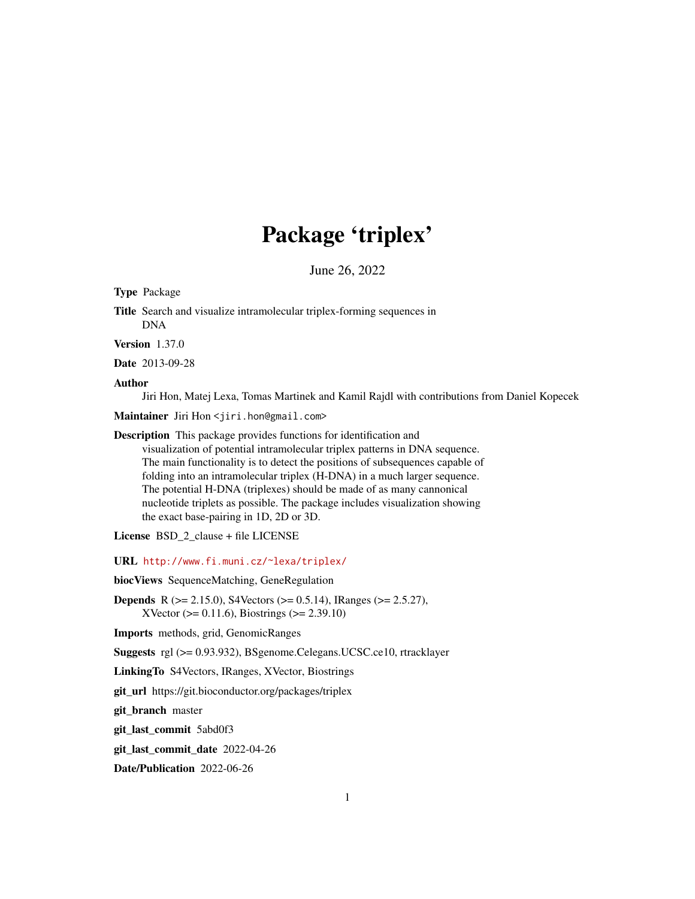# Package 'triplex'

June 26, 2022

**Type** Package

**Title** Search and visualize intramolecular triplex-forming sequences in DNA

**Version** 1.37.0

**Date** 2013-09-28

**Author** Jiri Hon, Matej Lexa, Tomas Martinek and Kamil Rajdl with contributions from Daniel Kopecek

**Maintainer** Jiri Hon <jiri.hon@gmail.com>

**Description** This package provides functions for identification and visualization of potential intramolecular triplex patterns in DNA sequence. The main functionality is to detect the positions of subsequences capable of folding into an intramolecular triplex (H-DNA) in a much larger sequence. The potential H-DNA (triplexes) should be made of as many cannonical nucleotide triplets as possible. The package includes visualization showing the exact base-pairing in 1D, 2D or 3D.

**License** BSD_2_clause + file LICENSE

**URL** http://www.fi.muni.cz/~lexa/triplex/

**biocViews** SequenceMatching, GeneRegulation

**Depends** R (>= 2.15.0), S4Vectors (>= 0.5.14), IRanges (>= 2.5.27), XVector (>= 0.11.6), Biostrings (>= 2.39.10)

**Imports** methods, grid, GenomicRanges

**Suggests** rgl (>= 0.93.932), BSgenome.Celegans.UCSC.ce10, rtracklayer

**LinkingTo** S4Vectors, IRanges, XVector, Biostrings

**git_url** https://git.bioconductor.org/packages/triplex

**git_branch** master

**git_last_commit** 5abd0f3

**git_last_commit_date** 2022-04-26

**Date/Publication** 2022-06-26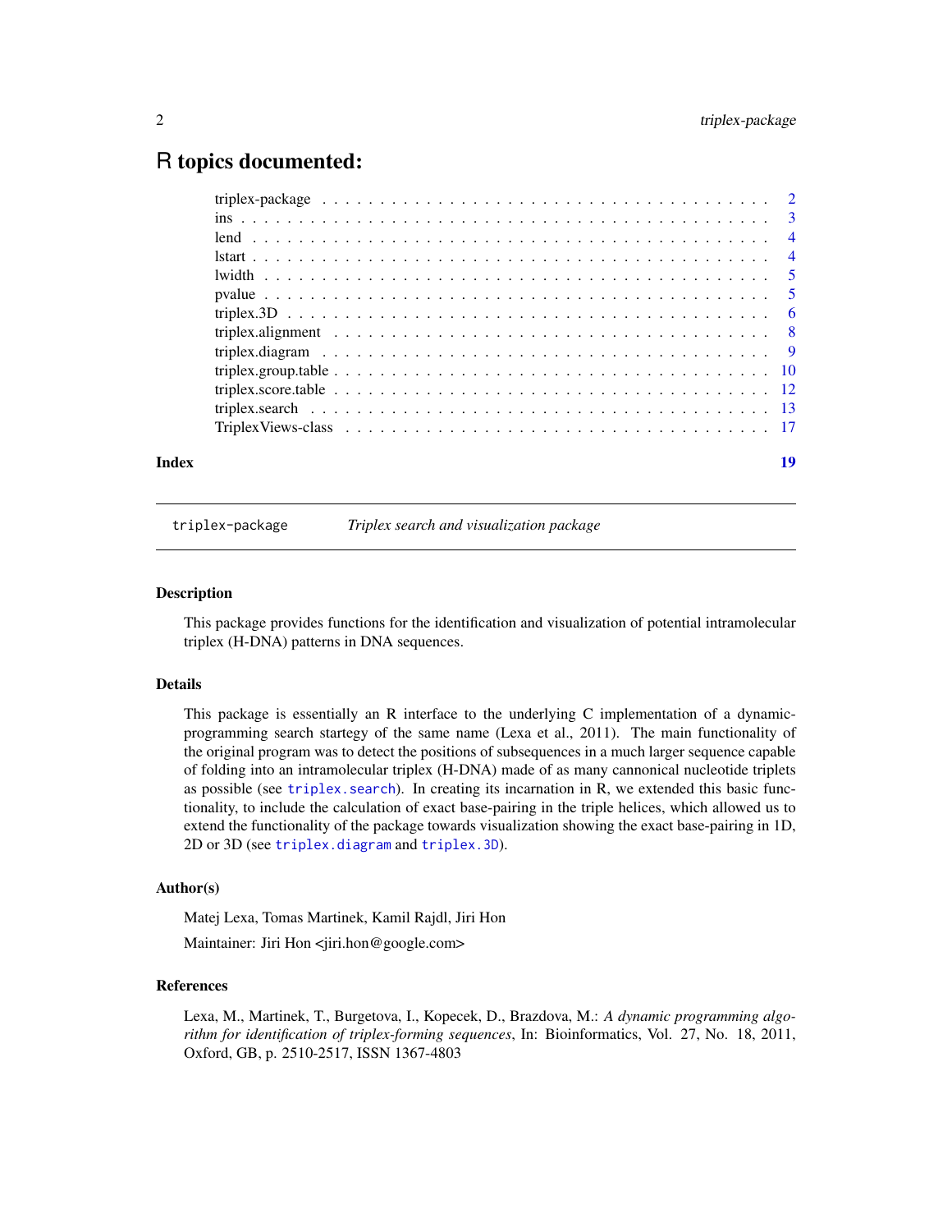# R topics documented:

| | |
|---|---|
| triplex-package | 2 |
| ins | 3 |
| lend | 4 |
| lstart | 4 |
| lwidth | 5 |
| pvalue | 5 |
| triplex.3D | 6 |
| triplex.alignment | 8 |
| triplex.diagram | 9 |
| triplex.group.table | 10 |
| triplex.score.table | 12 |
| triplex.search | 13 |
| TriplexViews-class | 17 |
| **Index** | **19** |

---

`triplex-package` *Triplex search and visualization package*

---

### Description

This package provides functions for the identification and visualization of potential intramolecular triplex (H-DNA) patterns in DNA sequences.

### Details

This package is essentially an R interface to the underlying C implementation of a dynamic-programming search startegy of the same name (Lexa et al., 2011). The main functionality of the original program was to detect the positions of subsequences in a much larger sequence capable of folding into an intramolecular triplex (H-DNA) made of as many cannonical nucleotide triplets as possible (see `triplex.search`). In creating its incarnation in R, we extended this basic functionality, to include the calculation of exact base-pairing in the triple helices, which allowed us to extend the functionality of the package towards visualization showing the exact base-pairing in 1D, 2D or 3D (see `triplex.diagram` and `triplex.3D`).

### Author(s)

Matej Lexa, Tomas Martinek, Kamil Rajdl, Jiri Hon

Maintainer: Jiri Hon <jiri.hon@google.com>

### References

Lexa, M., Martinek, T., Burgetova, I., Kopecek, D., Brazdova, M.: *A dynamic programming algorithm for identification of triplex-forming sequences*, In: Bioinformatics, Vol. 27, No. 18, 2011, Oxford, GB, p. 2510-2517, ISSN 1367-4803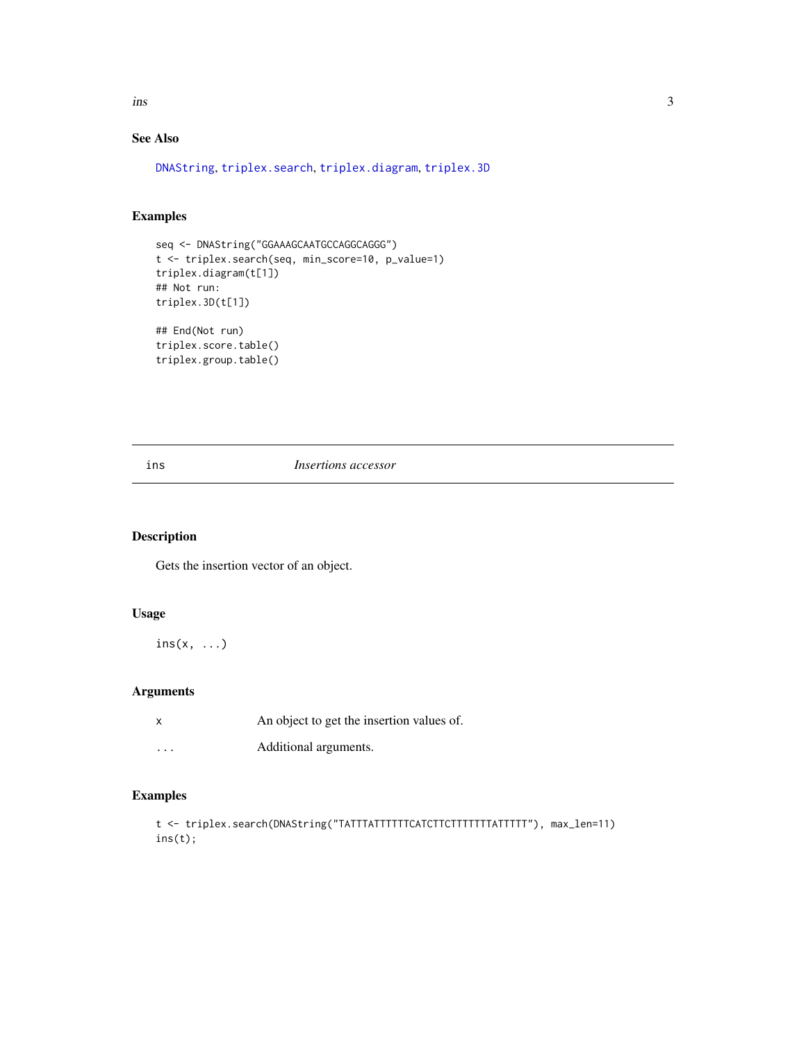### See Also

DNAString, triplex.search, triplex.diagram, triplex.3D

### Examples

```
seq <- DNAString("GGAAAGCAATGCCAGGCAGGG")
t <- triplex.search(seq, min_score=10, p_value=1)
triplex.diagram(t[1])
## Not run:
triplex.3D(t[1])

## End(Not run)
triplex.score.table()
triplex.group.table()
```

---

## ins — *Insertions accessor*

### Description

Gets the insertion vector of an object.

### Usage

```
ins(x, ...)
```

### Arguments

| | |
|---|---|
| x | An object to get the insertion values of. |
| ... | Additional arguments. |

### Examples

```
t <- triplex.search(DNAString("TATTTATTTTTTCATCTTCTTTTTTTATTTTT"), max_len=11)
ins(t);
```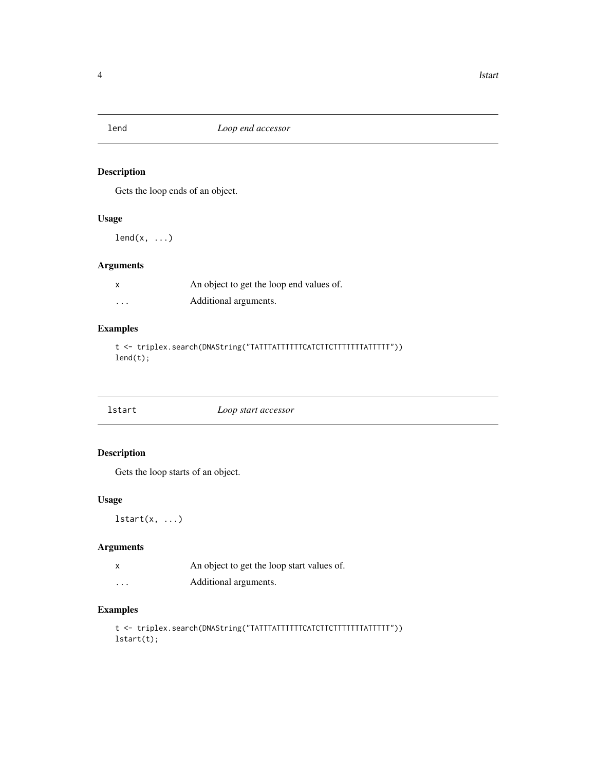## lend — *Loop end accessor*

### Description

Gets the loop ends of an object.

### Usage

```
lend(x, ...)
```

### Arguments

| | |
|---|---|
| x | An object to get the loop end values of. |
| ... | Additional arguments. |

### Examples

```
t <- triplex.search(DNAString("TATTTATTTTTTCATCTTCTTTTTTTATTTTT"))
lend(t);
```

## lstart — *Loop start accessor*

### Description

Gets the loop starts of an object.

### Usage

```
lstart(x, ...)
```

### Arguments

| | |
|---|---|
| x | An object to get the loop start values of. |
| ... | Additional arguments. |

### Examples

```
t <- triplex.search(DNAString("TATTTATTTTTTCATCTTCTTTTTTTATTTTT"))
lstart(t);
```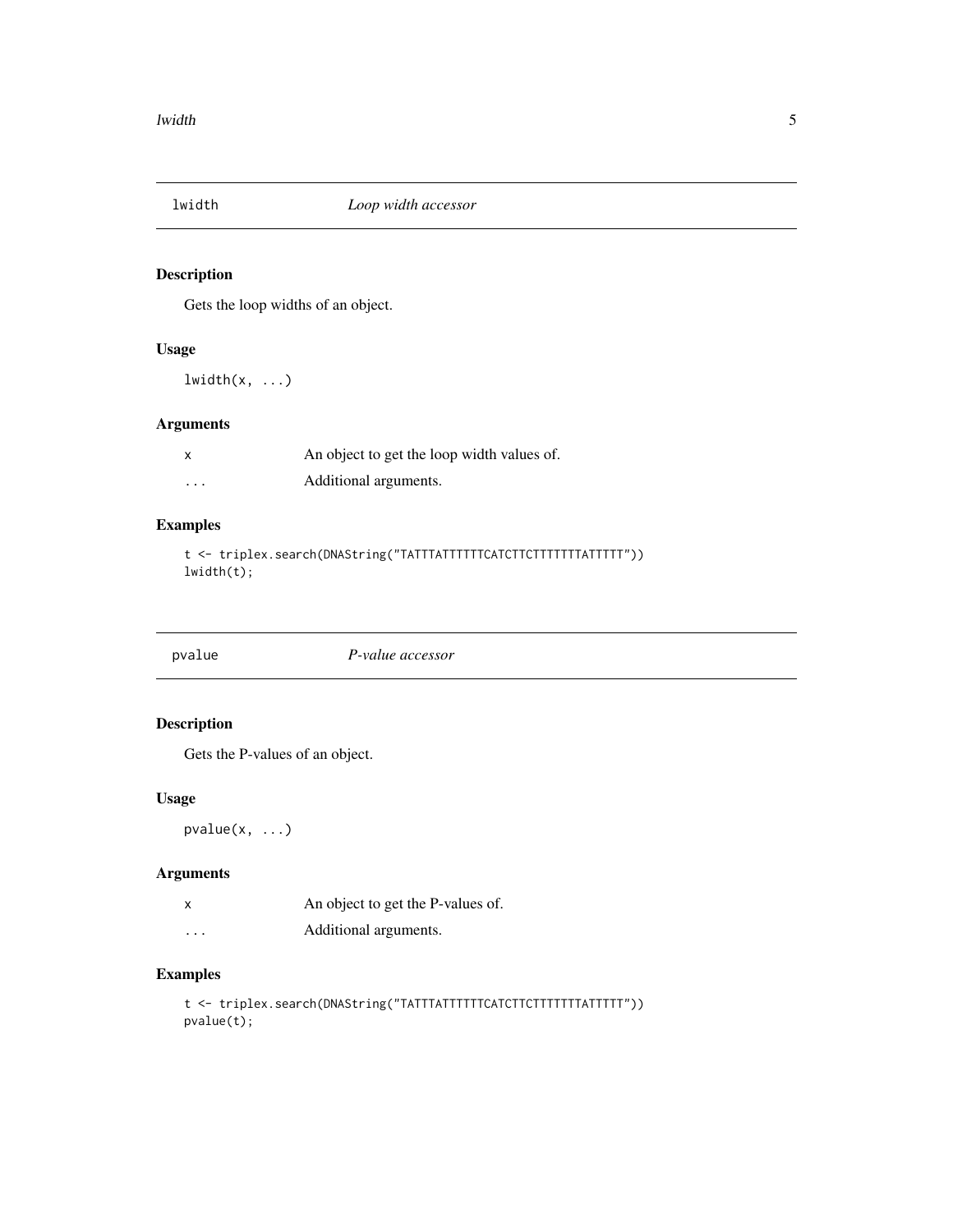## lwidth — *Loop width accessor*

### Description

Gets the loop widths of an object.

### Usage

```
lwidth(x, ...)
```

### Arguments

| | |
|---|---|
| x | An object to get the loop width values of. |
| ... | Additional arguments. |

### Examples

```
t <- triplex.search(DNAString("TATTTATTTTTTCATCTTCTTTTTTTATTTTT"))
lwidth(t);
```

## pvalue — *P-value accessor*

### Description

Gets the P-values of an object.

### Usage

```
pvalue(x, ...)
```

### Arguments

| | |
|---|---|
| x | An object to get the P-values of. |
| ... | Additional arguments. |

### Examples

```
t <- triplex.search(DNAString("TATTTATTTTTTCATCTTCTTTTTTTATTTTT"))
pvalue(t);
```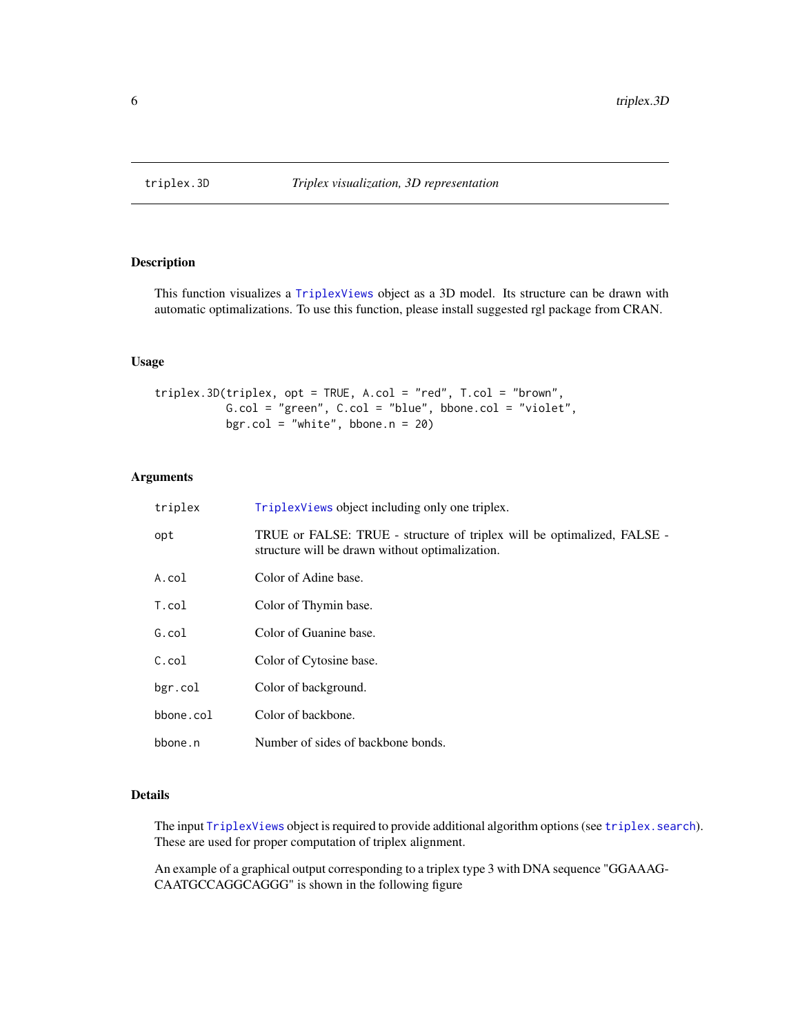triplex.3D — *Triplex visualization, 3D representation*

## Description

This function visualizes a TriplexViews object as a 3D model. Its structure can be drawn with automatic optimalizations. To use this function, please install suggested rgl package from CRAN.

## Usage

```
triplex.3D(triplex, opt = TRUE, A.col = "red", T.col = "brown",
           G.col = "green", C.col = "blue", bbone.col = "violet",
           bgr.col = "white", bbone.n = 20)
```

## Arguments

| | |
|---|---|
| triplex | TriplexViews object including only one triplex. |
| opt | TRUE or FALSE: TRUE - structure of triplex will be optimalized, FALSE - structure will be drawn without optimalization. |
| A.col | Color of Adine base. |
| T.col | Color of Thymin base. |
| G.col | Color of Guanine base. |
| C.col | Color of Cytosine base. |
| bgr.col | Color of background. |
| bbone.col | Color of backbone. |
| bbone.n | Number of sides of backbone bonds. |

## Details

The input TriplexViews object is required to provide additional algorithm options (see triplex.search). These are used for proper computation of triplex alignment.

An example of a graphical output corresponding to a triplex type 3 with DNA sequence "GGAAAG-CAATGCCAGGCAGGG" is shown in the following figure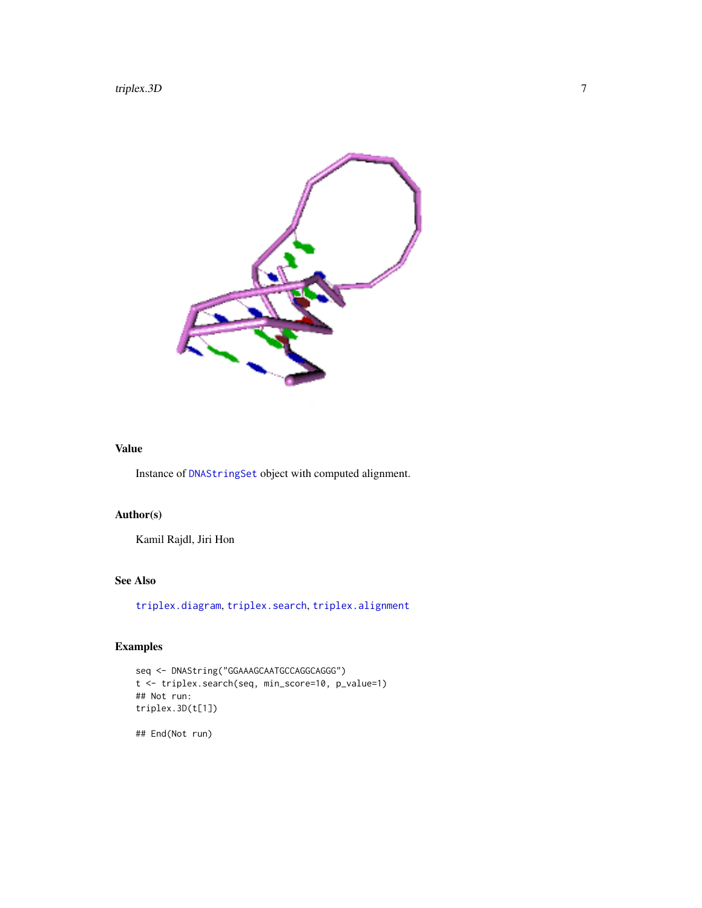## Value

Instance of DNAStringSet object with computed alignment.

## Author(s)

Kamil Rajdl, Jiri Hon

## See Also

triplex.diagram, triplex.search, triplex.alignment

## Examples

```
seq <- DNAString("GGAAAGCAATGCCAGGCAGGG")
t <- triplex.search(seq, min_score=10, p_value=1)
## Not run:
triplex.3D(t[1])

## End(Not run)
```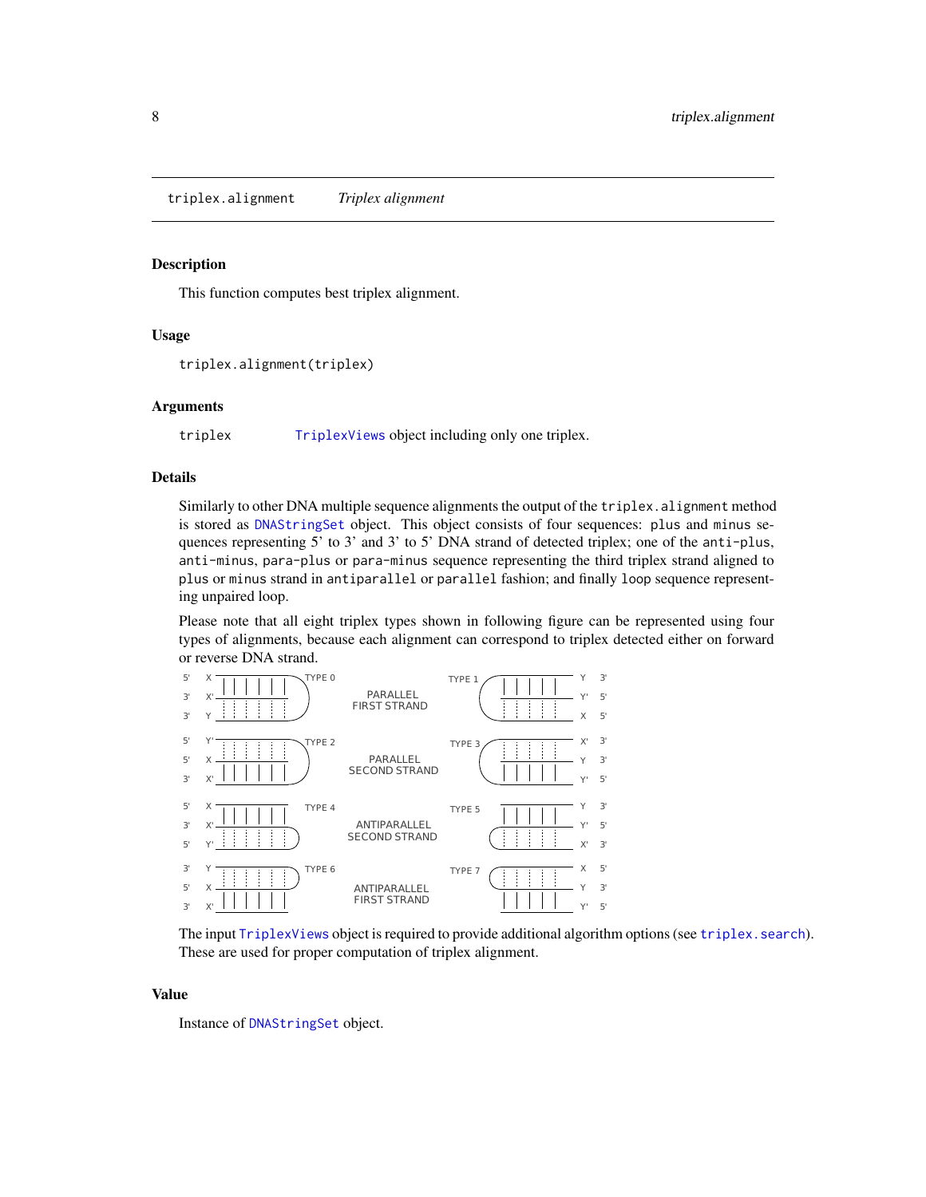## triplex.alignment *Triplex alignment*

### Description

This function computes best triplex alignment.

### Usage

```
triplex.alignment(triplex)
```

### Arguments

| | |
|---|---|
| triplex | TriplexViews object including only one triplex. |

### Details

Similarly to other DNA multiple sequence alignments the output of the `triplex.alignment` method is stored as `DNAStringSet` object. This object consists of four sequences: `plus` and `minus` sequences representing 5' to 3' and 3' to 5' DNA strand of detected triplex; one of the `anti-plus`, `anti-minus`, `para-plus` or `para-minus` sequence representing the third triplex strand aligned to `plus` or `minus` strand in `antiparallel` or `parallel` fashion; and finally `loop` sequence representing unpaired loop.

Please note that all eight triplex types shown in following figure can be represented using four types of alignments, because each alignment can correspond to triplex detected either on forward or reverse DNA strand.

The input `TriplexViews` object is required to provide additional algorithm options (see `triplex.search`). These are used for proper computation of triplex alignment.

### Value

Instance of `DNAStringSet` object.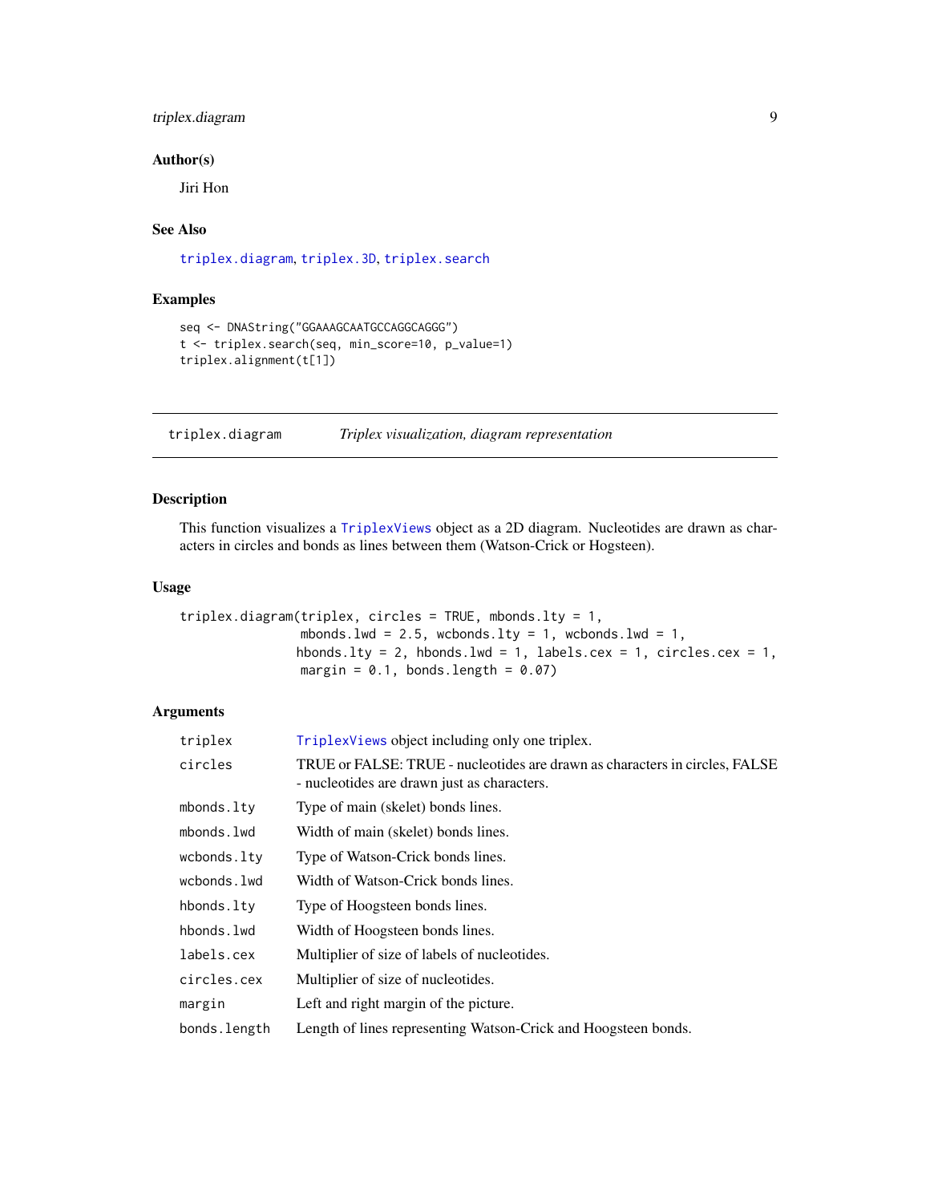### Author(s)

Jiri Hon

### See Also

triplex.diagram, triplex.3D, triplex.search

### Examples

```
seq <- DNAString("GGAAAGCAATGCCAGGCAGGG")
t <- triplex.search(seq, min_score=10, p_value=1)
triplex.alignment(t[1])
```

---

## triplex.diagram *Triplex visualization, diagram representation*

### Description

This function visualizes a TriplexViews object as a 2D diagram. Nucleotides are drawn as characters in circles and bonds as lines between them (Watson-Crick or Hogsteen).

### Usage

```
triplex.diagram(triplex, circles = TRUE, mbonds.lty = 1,
                 mbonds.lwd = 2.5, wcbonds.lty = 1, wcbonds.lwd = 1,
                hbonds.lty = 2, hbonds.lwd = 1, labels.cex = 1, circles.cex = 1,
                 margin = 0.1, bonds.length = 0.07)
```

### Arguments

| | |
|---|---|
| triplex | TriplexViews object including only one triplex. |
| circles | TRUE or FALSE: TRUE - nucleotides are drawn as characters in circles, FALSE - nucleotides are drawn just as characters. |
| mbonds.lty | Type of main (skelet) bonds lines. |
| mbonds.lwd | Width of main (skelet) bonds lines. |
| wcbonds.lty | Type of Watson-Crick bonds lines. |
| wcbonds.lwd | Width of Watson-Crick bonds lines. |
| hbonds.lty | Type of Hoogsteen bonds lines. |
| hbonds.lwd | Width of Hoogsteen bonds lines. |
| labels.cex | Multiplier of size of labels of nucleotides. |
| circles.cex | Multiplier of size of nucleotides. |
| margin | Left and right margin of the picture. |
| bonds.length | Length of lines representing Watson-Crick and Hoogsteen bonds. |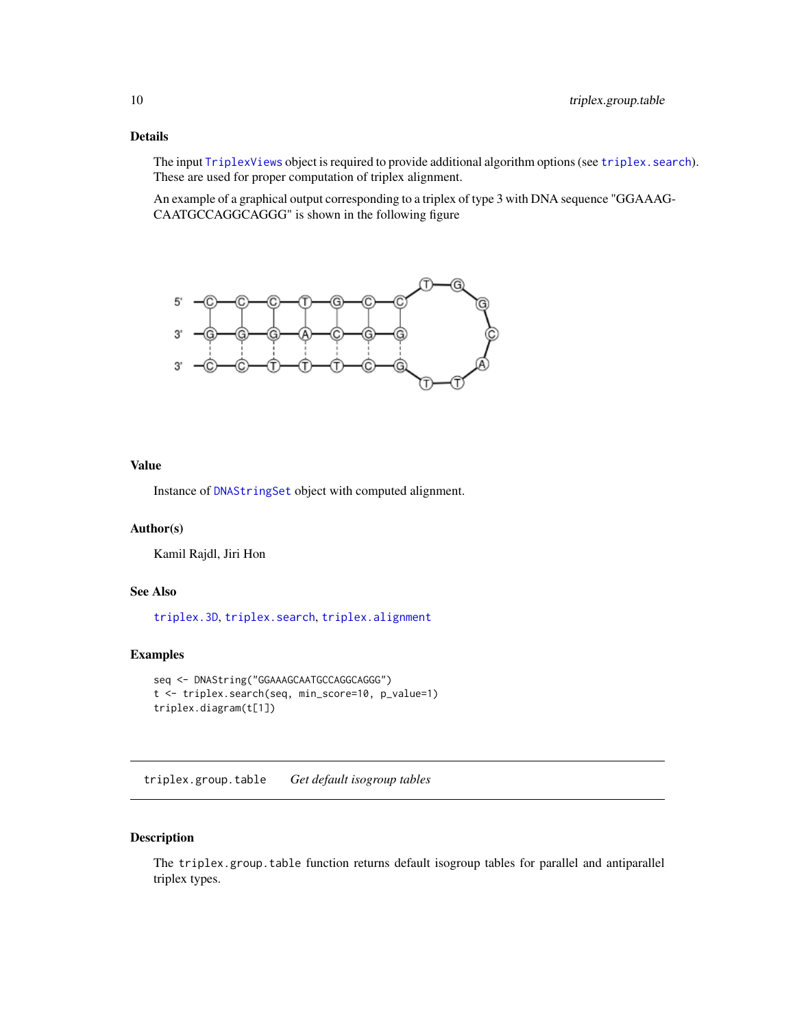### Details

The input TriplexViews object is required to provide additional algorithm options (see triplex.search). These are used for proper computation of triplex alignment.

An example of a graphical output corresponding to a triplex of type 3 with DNA sequence "GGAAAG-CAATGCCAGGCAGGG" is shown in the following figure

### Value

Instance of DNAStringSet object with computed alignment.

### Author(s)

Kamil Rajdl, Jiri Hon

### See Also

triplex.3D, triplex.search, triplex.alignment

### Examples

```
seq <- DNAString("GGAAAGCAATGCCAGGCAGGG")
t <- triplex.search(seq, min_score=10, p_value=1)
triplex.diagram(t[1])
```

---

## triplex.group.table    *Get default isogroup tables*

### Description

The triplex.group.table function returns default isogroup tables for parallel and antiparallel triplex types.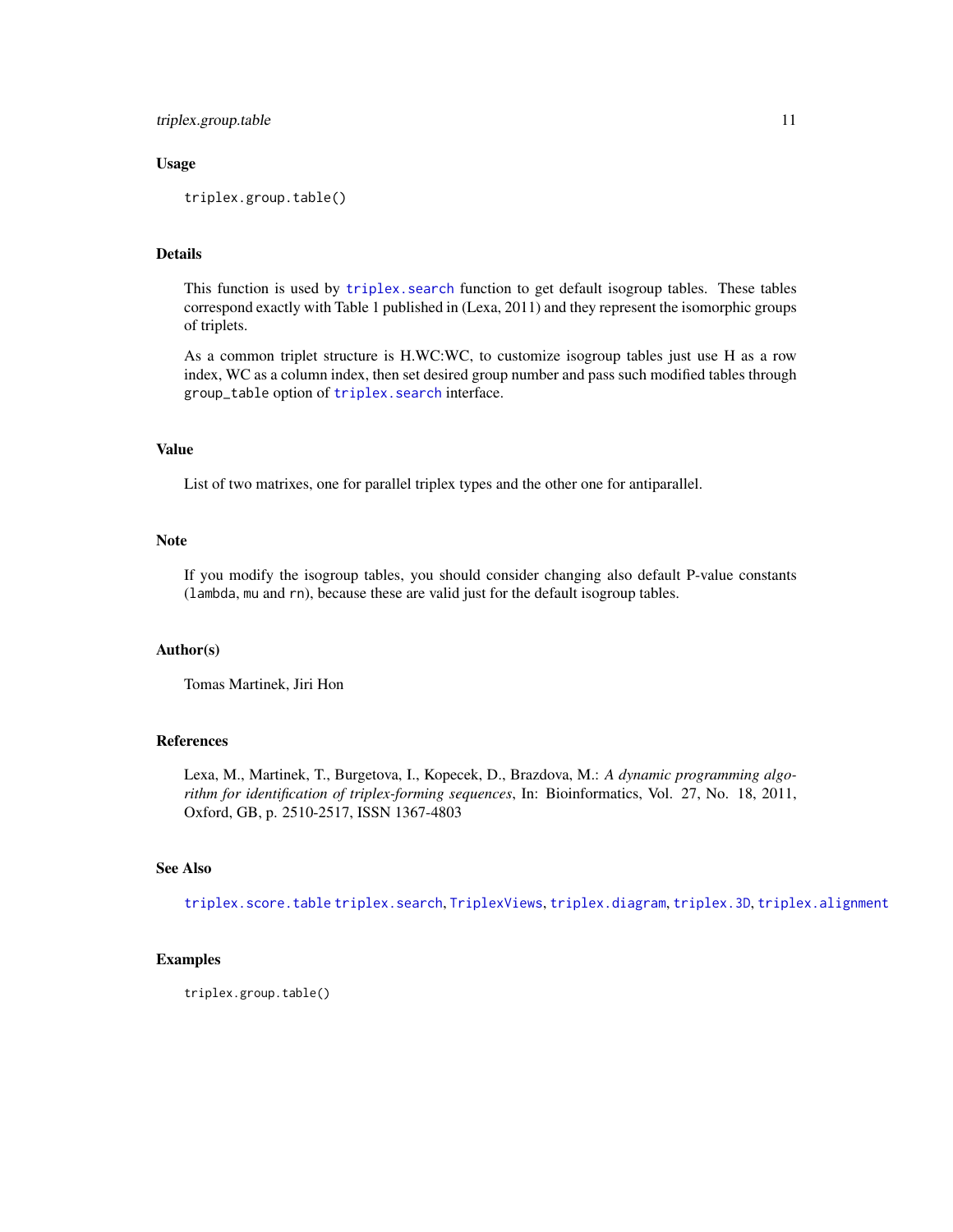## Usage

```
triplex.group.table()
```

## Details

This function is used by `triplex.search` function to get default isogroup tables. These tables correspond exactly with Table 1 published in (Lexa, 2011) and they represent the isomorphic groups of triplets.

As a common triplet structure is H.WC:WC, to customize isogroup tables just use H as a row index, WC as a column index, then set desired group number and pass such modified tables through `group_table` option of `triplex.search` interface.

## Value

List of two matrixes, one for parallel triplex types and the other one for antiparallel.

## Note

If you modify the isogroup tables, you should consider changing also default P-value constants (`lambda`, `mu` and `rn`), because these are valid just for the default isogroup tables.

## Author(s)

Tomas Martinek, Jiri Hon

## References

Lexa, M., Martinek, T., Burgetova, I., Kopecek, D., Brazdova, M.: *A dynamic programming algorithm for identification of triplex-forming sequences*, In: Bioinformatics, Vol. 27, No. 18, 2011, Oxford, GB, p. 2510-2517, ISSN 1367-4803

## See Also

`triplex.score.table` `triplex.search`, `TriplexViews`, `triplex.diagram`, `triplex.3D`, `triplex.alignment`

## Examples

```
triplex.group.table()
```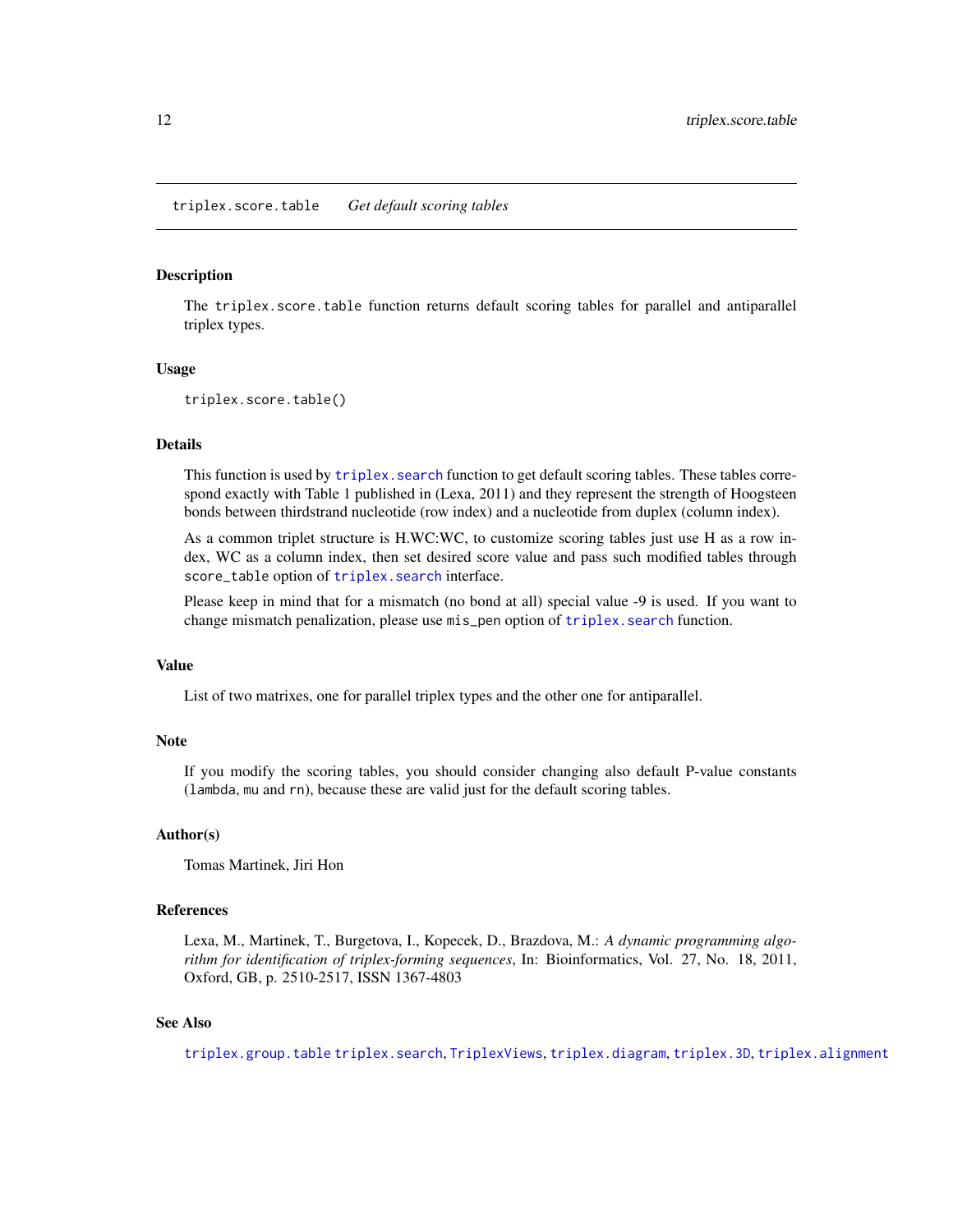## triplex.score.table *Get default scoring tables*

### Description

The `triplex.score.table` function returns default scoring tables for parallel and antiparallel triplex types.

### Usage

```
triplex.score.table()
```

### Details

This function is used by `triplex.search` function to get default scoring tables. These tables correspond exactly with Table 1 published in (Lexa, 2011) and they represent the strength of Hoogsteen bonds between thirdstrand nucleotide (row index) and a nucleotide from duplex (column index).

As a common triplet structure is H.WC:WC, to customize scoring tables just use H as a row index, WC as a column index, then set desired score value and pass such modified tables through `score_table` option of `triplex.search` interface.

Please keep in mind that for a mismatch (no bond at all) special value -9 is used. If you want to change mismatch penalization, please use `mis_pen` option of `triplex.search` function.

### Value

List of two matrixes, one for parallel triplex types and the other one for antiparallel.

### Note

If you modify the scoring tables, you should consider changing also default P-value constants (`lambda`, `mu` and `rn`), because these are valid just for the default scoring tables.

### Author(s)

Tomas Martinek, Jiri Hon

### References

Lexa, M., Martinek, T., Burgetova, I., Kopecek, D., Brazdova, M.: *A dynamic programming algorithm for identification of triplex-forming sequences*, In: Bioinformatics, Vol. 27, No. 18, 2011, Oxford, GB, p. 2510-2517, ISSN 1367-4803

### See Also

`triplex.group.table` `triplex.search`, `TriplexViews`, `triplex.diagram`, `triplex.3D`, `triplex.alignment`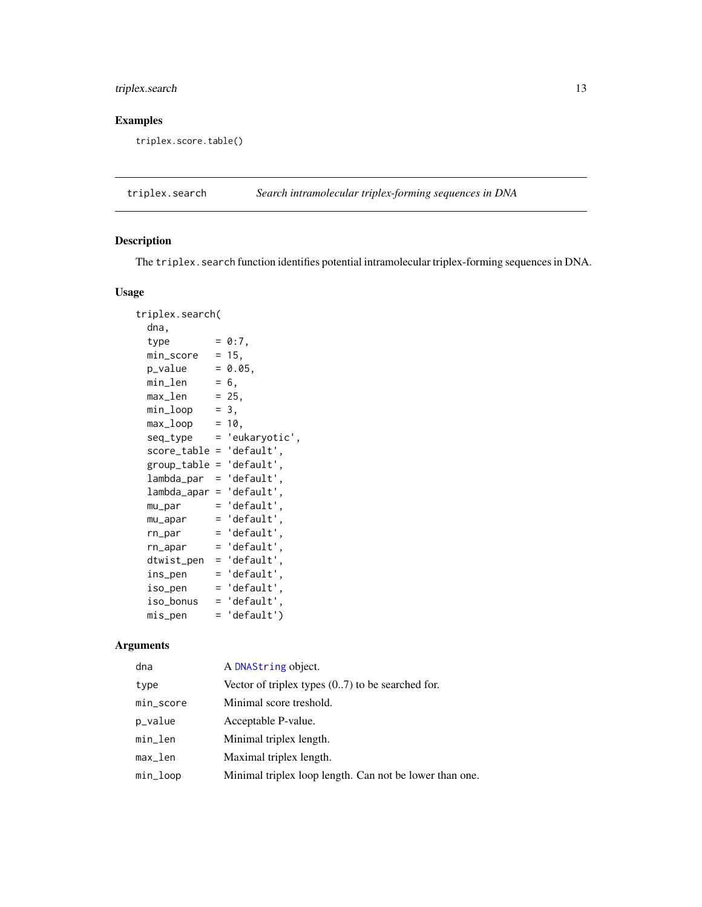## Examples

```
triplex.score.table()
```

---

**triplex.search** *Search intramolecular triplex-forming sequences in DNA*

---

## Description

The `triplex.search` function identifies potential intramolecular triplex-forming sequences in DNA.

## Usage

```
triplex.search(
  dna,
  type        = 0:7,
  min_score   = 15,
  p_value     = 0.05,
  min_len     = 6,
  max_len     = 25,
  min_loop    = 3,
  max_loop    = 10,
  seq_type    = 'eukaryotic',
  score_table = 'default',
  group_table = 'default',
  lambda_par  = 'default',
  lambda_apar = 'default',
  mu_par      = 'default',
  mu_apar     = 'default',
  rn_par      = 'default',
  rn_apar     = 'default',
  dtwist_pen  = 'default',
  ins_pen     = 'default',
  iso_pen     = 'default',
  iso_bonus   = 'default',
  mis_pen     = 'default')
```

## Arguments

| | |
|---|---|
| `dna` | A `DNAString` object. |
| `type` | Vector of triplex types (0..7) to be searched for. |
| `min_score` | Minimal score treshold. |
| `p_value` | Acceptable P-value. |
| `min_len` | Minimal triplex length. |
| `max_len` | Maximal triplex length. |
| `min_loop` | Minimal triplex loop length. Can not be lower than one. |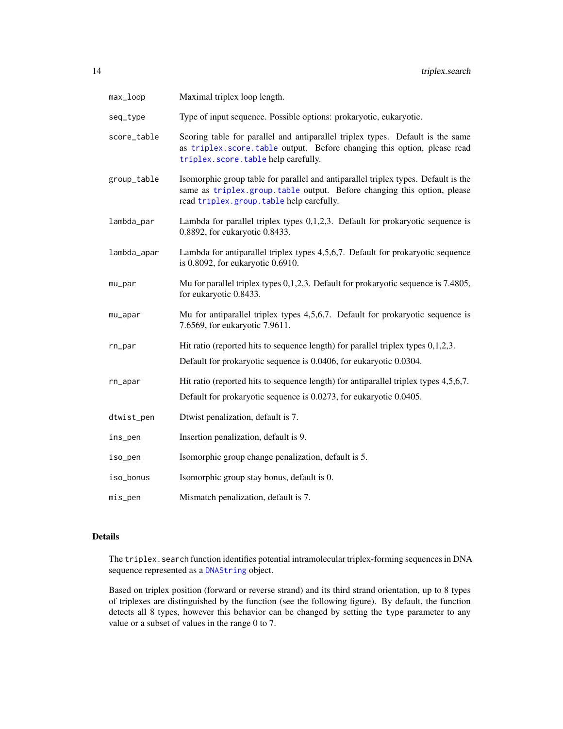| | |
|---|---|
| max_loop | Maximal triplex loop length. |
| seq_type | Type of input sequence. Possible options: prokaryotic, eukaryotic. |
| score_table | Scoring table for parallel and antiparallel triplex types. Default is the same as triplex.score.table output. Before changing this option, please read triplex.score.table help carefully. |
| group_table | Isomorphic group table for parallel and antiparallel triplex types. Default is the same as triplex.group.table output. Before changing this option, please read triplex.group.table help carefully. |
| lambda_par | Lambda for parallel triplex types 0,1,2,3. Default for prokaryotic sequence is 0.8892, for eukaryotic 0.8433. |
| lambda_apar | Lambda for antiparallel triplex types 4,5,6,7. Default for prokaryotic sequence is 0.8092, for eukaryotic 0.6910. |
| mu_par | Mu for parallel triplex types 0,1,2,3. Default for prokaryotic sequence is 7.4805, for eukaryotic 0.8433. |
| mu_apar | Mu for antiparallel triplex types 4,5,6,7. Default for prokaryotic sequence is 7.6569, for eukaryotic 7.9611. |
| rn_par | Hit ratio (reported hits to sequence length) for parallel triplex types 0,1,2,3. Default for prokaryotic sequence is 0.0406, for eukaryotic 0.0304. |
| rn_apar | Hit ratio (reported hits to sequence length) for antiparallel triplex types 4,5,6,7. Default for prokaryotic sequence is 0.0273, for eukaryotic 0.0405. |
| dtwist_pen | Dtwist penalization, default is 7. |
| ins_pen | Insertion penalization, default is 9. |
| iso_pen | Isomorphic group change penalization, default is 5. |
| iso_bonus | Isomorphic group stay bonus, default is 0. |
| mis_pen | Mismatch penalization, default is 7. |

## Details

The triplex.search function identifies potential intramolecular triplex-forming sequences in DNA sequence represented as a DNAString object.

Based on triplex position (forward or reverse strand) and its third strand orientation, up to 8 types of triplexes are distinguished by the function (see the following figure). By default, the function detects all 8 types, however this behavior can be changed by setting the type parameter to any value or a subset of values in the range 0 to 7.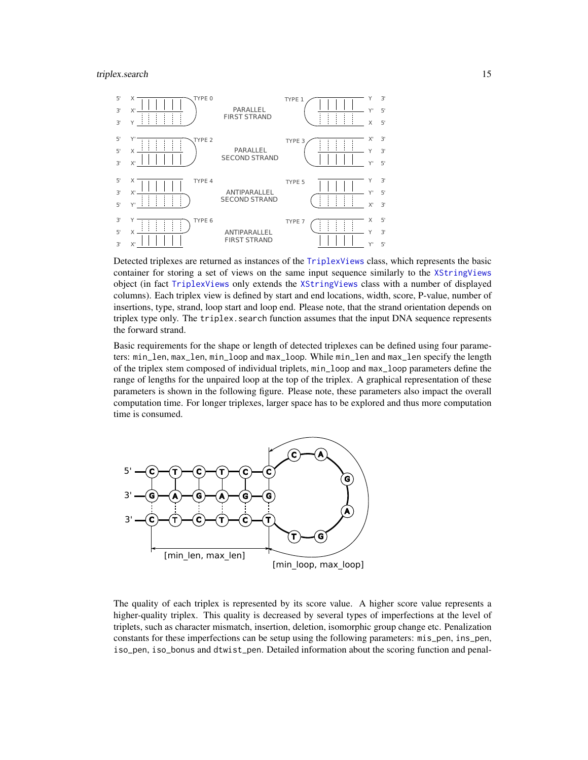Detected triplexes are returned as instances of the TriplexViews class, which represents the basic container for storing a set of views on the same input sequence similarly to the XStringViews object (in fact TriplexViews only extends the XStringViews class with a number of displayed columns). Each triplex view is defined by start and end locations, width, score, P-value, number of insertions, type, strand, loop start and loop end. Please note, that the strand orientation depends on triplex type only. The `triplex.search` function assumes that the input DNA sequence represents the forward strand.

Basic requirements for the shape or length of detected triplexes can be defined using four parameters: `min_len`, `max_len`, `min_loop` and `max_loop`. While `min_len` and `max_len` specify the length of the triplex stem composed of individual triplets, `min_loop` and `max_loop` parameters define the range of lengths for the unpaired loop at the top of the triplex. A graphical representation of these parameters is shown in the following figure. Please note, these parameters also impact the overall computation time. For longer triplexes, larger space has to be explored and thus more computation time is consumed.

The quality of each triplex is represented by its score value. A higher score value represents a higher-quality triplex. This quality is decreased by several types of imperfections at the level of triplets, such as character mismatch, insertion, deletion, isomorphic group change etc. Penalization constants for these imperfections can be setup using the following parameters: `mis_pen`, `ins_pen`, `iso_pen`, `iso_bonus` and `dtwist_pen`. Detailed information about the scoring function and penal-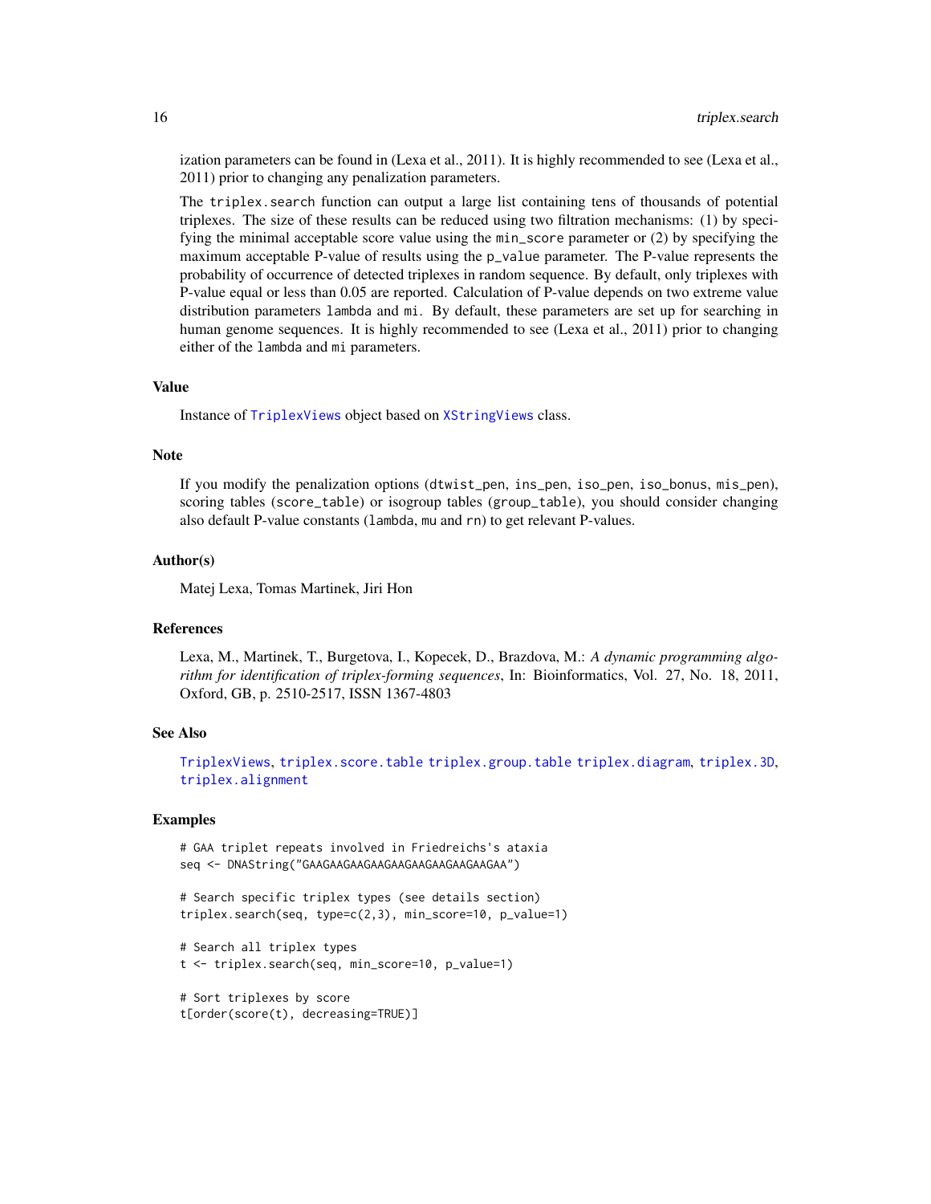ization parameters can be found in (Lexa et al., 2011). It is highly recommended to see (Lexa et al., 2011) prior to changing any penalization parameters.

The `triplex.search` function can output a large list containing tens of thousands of potential triplexes. The size of these results can be reduced using two filtration mechanisms: (1) by specifying the minimal acceptable score value using the `min_score` parameter or (2) by specifying the maximum acceptable P-value of results using the `p_value` parameter. The P-value represents the probability of occurrence of detected triplexes in random sequence. By default, only triplexes with P-value equal or less than 0.05 are reported. Calculation of P-value depends on two extreme value distribution parameters `lambda` and `mi`. By default, these parameters are set up for searching in human genome sequences. It is highly recommended to see (Lexa et al., 2011) prior to changing either of the `lambda` and `mi` parameters.

### Value

Instance of `TriplexViews` object based on `XStringViews` class.

### Note

If you modify the penalization options (`dtwist_pen`, `ins_pen`, `iso_pen`, `iso_bonus`, `mis_pen`), scoring tables (`score_table`) or isogroup tables (`group_table`), you should consider changing also default P-value constants (`lambda`, `mu` and `rn`) to get relevant P-values.

### Author(s)

Matej Lexa, Tomas Martinek, Jiri Hon

### References

Lexa, M., Martinek, T., Burgetova, I., Kopecek, D., Brazdova, M.: *A dynamic programming algorithm for identification of triplex-forming sequences*, In: Bioinformatics, Vol. 27, No. 18, 2011, Oxford, GB, p. 2510-2517, ISSN 1367-4803

### See Also

`TriplexViews`, `triplex.score.table` `triplex.group.table` `triplex.diagram`, `triplex.3D`, `triplex.alignment`

### Examples

```
# GAA triplet repeats involved in Friedreichs's ataxia
seq <- DNAString("GAAGAAGAAGAAGAAGAAGAAGAAGAAGAA")

# Search specific triplex types (see details section)
triplex.search(seq, type=c(2,3), min_score=10, p_value=1)

# Search all triplex types
t <- triplex.search(seq, min_score=10, p_value=1)

# Sort triplexes by score
t[order(score(t), decreasing=TRUE)]
```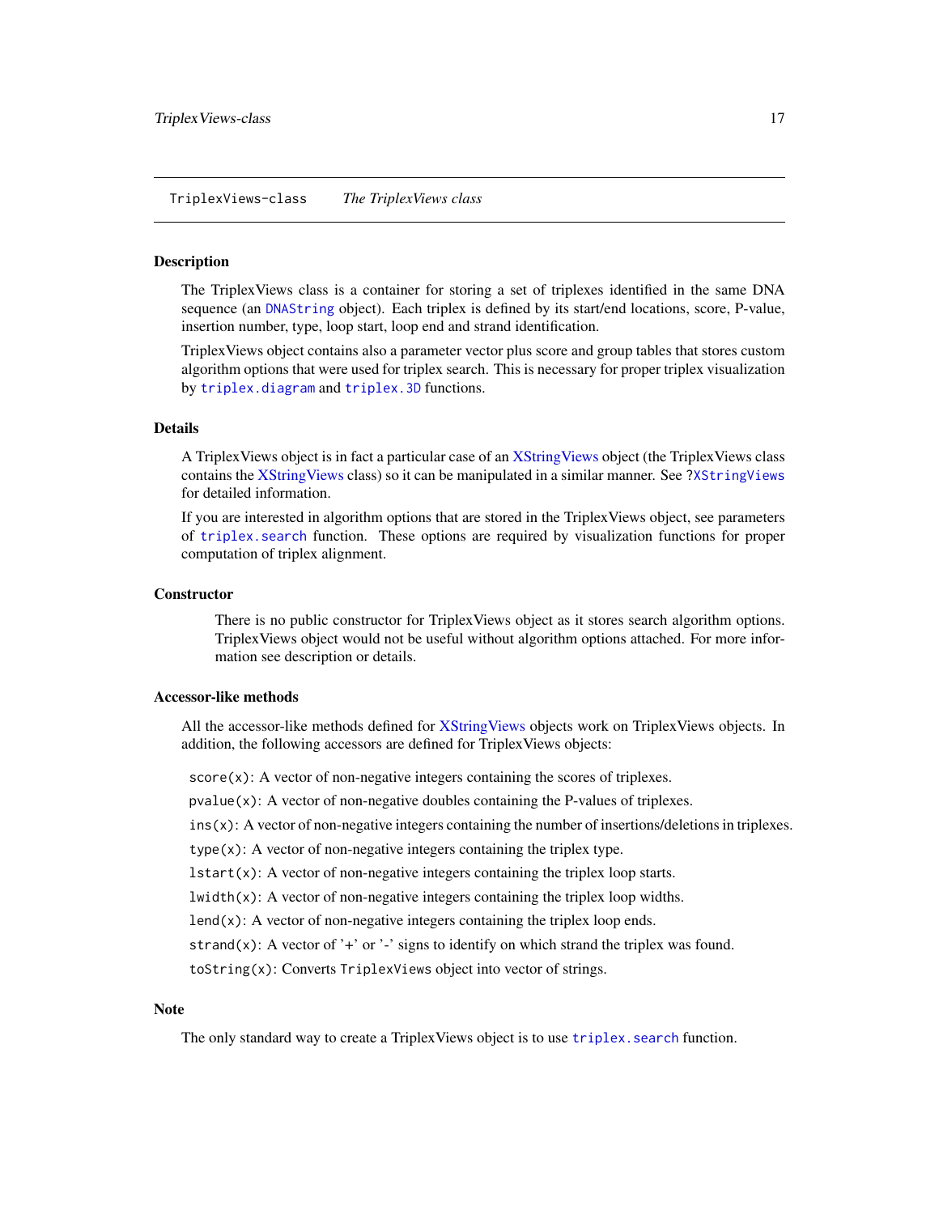TriplexViews-class &nbsp;&nbsp;&nbsp; *The TriplexViews class*

---

### Description

The TriplexViews class is a container for storing a set of triplexes identified in the same DNA sequence (an `DNAString` object). Each triplex is defined by its start/end locations, score, P-value, insertion number, type, loop start, loop end and strand identification.

TriplexViews object contains also a parameter vector plus score and group tables that stores custom algorithm options that were used for triplex search. This is necessary for proper triplex visualization by `triplex.diagram` and `triplex.3D` functions.

### Details

A TriplexViews object is in fact a particular case of an XStringViews object (the TriplexViews class contains the XStringViews class) so it can be manipulated in a similar manner. See ?`XStringViews` for detailed information.

If you are interested in algorithm options that are stored in the TriplexViews object, see parameters of `triplex.search` function. These options are required by visualization functions for proper computation of triplex alignment.

### Constructor

There is no public constructor for TriplexViews object as it stores search algorithm options. TriplexViews object would not be useful without algorithm options attached. For more information see description or details.

### Accessor-like methods

All the accessor-like methods defined for XStringViews objects work on TriplexViews objects. In addition, the following accessors are defined for TriplexViews objects:

`score(x)`: A vector of non-negative integers containing the scores of triplexes.

`pvalue(x)`: A vector of non-negative doubles containing the P-values of triplexes.

`ins(x)`: A vector of non-negative integers containing the number of insertions/deletions in triplexes.

`type(x)`: A vector of non-negative integers containing the triplex type.

`lstart(x)`: A vector of non-negative integers containing the triplex loop starts.

`lwidth(x)`: A vector of non-negative integers containing the triplex loop widths.

`lend(x)`: A vector of non-negative integers containing the triplex loop ends.

`strand(x)`: A vector of '+' or '-' signs to identify on which strand the triplex was found.

`toString(x)`: Converts `TriplexViews` object into vector of strings.

### Note

The only standard way to create a TriplexViews object is to use `triplex.search` function.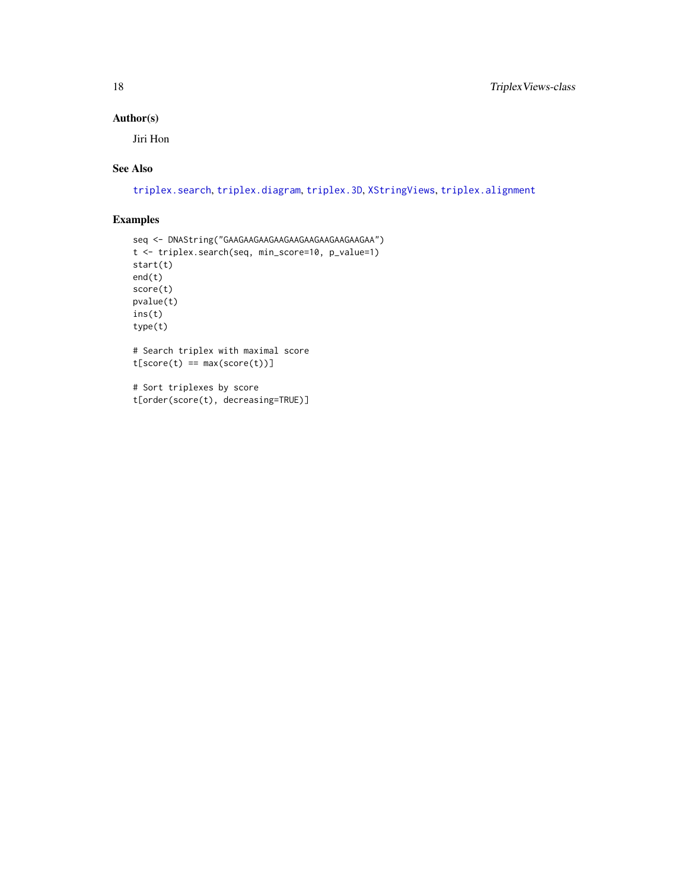## Author(s)

Jiri Hon

## See Also

triplex.search, triplex.diagram, triplex.3D, XStringViews, triplex.alignment

## Examples

```
seq <- DNAString("GAAGAAGAAGAAGAAGAAGAAGAAGAAGAAGAA")
t <- triplex.search(seq, min_score=10, p_value=1)
start(t)
end(t)
score(t)
pvalue(t)
ins(t)
type(t)

# Search triplex with maximal score
t[score(t) == max(score(t))]

# Sort triplexes by score
t[order(score(t), decreasing=TRUE)]
```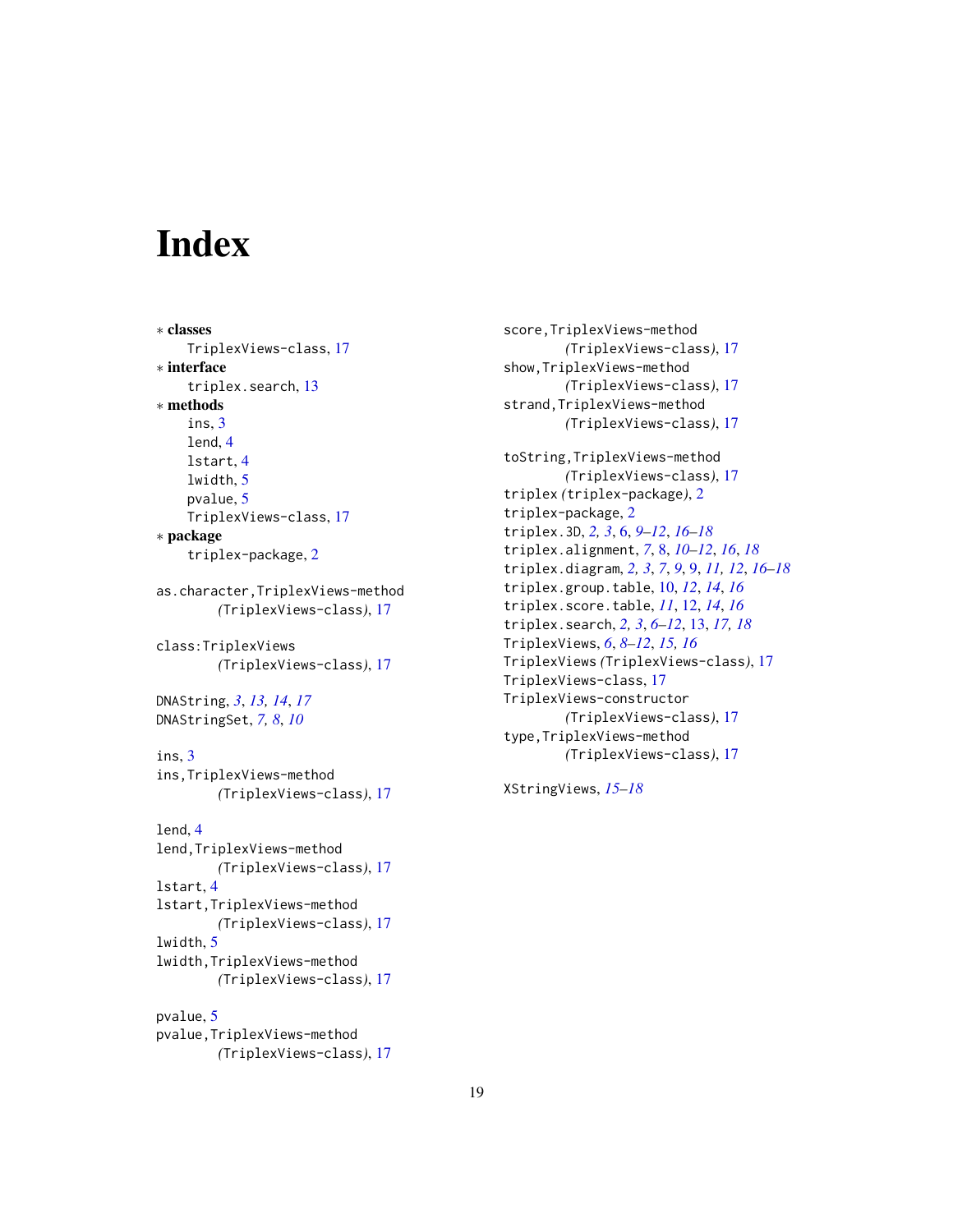# Index

∗ **classes**
    TriplexViews-class, 17
∗ **interface**
    triplex.search, 13
∗ **methods**
    ins, 3
    lend, 4
    lstart, 4
    lwidth, 5
    pvalue, 5
    TriplexViews-class, 17
∗ **package**
    triplex-package, 2

as.character,TriplexViews-method
        *(*TriplexViews-class*)*, 17

class:TriplexViews
        *(*TriplexViews-class*)*, 17

DNAString, *3*, *13, 14*, *17*
DNAStringSet, *7, 8*, *10*

ins, 3
ins,TriplexViews-method
        *(*TriplexViews-class*)*, 17

lend, 4
lend,TriplexViews-method
        *(*TriplexViews-class*)*, 17
lstart, 4
lstart,TriplexViews-method
        *(*TriplexViews-class*)*, 17
lwidth, 5
lwidth,TriplexViews-method
        *(*TriplexViews-class*)*, 17

pvalue, 5
pvalue,TriplexViews-method
        *(*TriplexViews-class*)*, 17

score,TriplexViews-method
        *(*TriplexViews-class*)*, 17
show,TriplexViews-method
        *(*TriplexViews-class*)*, 17
strand,TriplexViews-method
        *(*TriplexViews-class*)*, 17

toString,TriplexViews-method
        *(*TriplexViews-class*)*, 17
triplex *(*triplex-package*)*, 2
triplex-package, 2
triplex.3D, *2, 3*, 6, *9–12*, *16–18*
triplex.alignment, *7*, 8, *10–12*, *16*, *18*
triplex.diagram, *2, 3*, *7*, *9*, 9, *11, 12*, *16–18*
triplex.group.table, 10, *12*, *14*, *16*
triplex.score.table, *11*, 12, *14*, *16*
triplex.search, *2, 3*, *6–12*, 13, *17, 18*
TriplexViews, *6*, *8–12*, *15, 16*
TriplexViews *(*TriplexViews-class*)*, 17
TriplexViews-class, 17
TriplexViews-constructor
        *(*TriplexViews-class*)*, 17
type,TriplexViews-method
        *(*TriplexViews-class*)*, 17

XStringViews, *15–18*